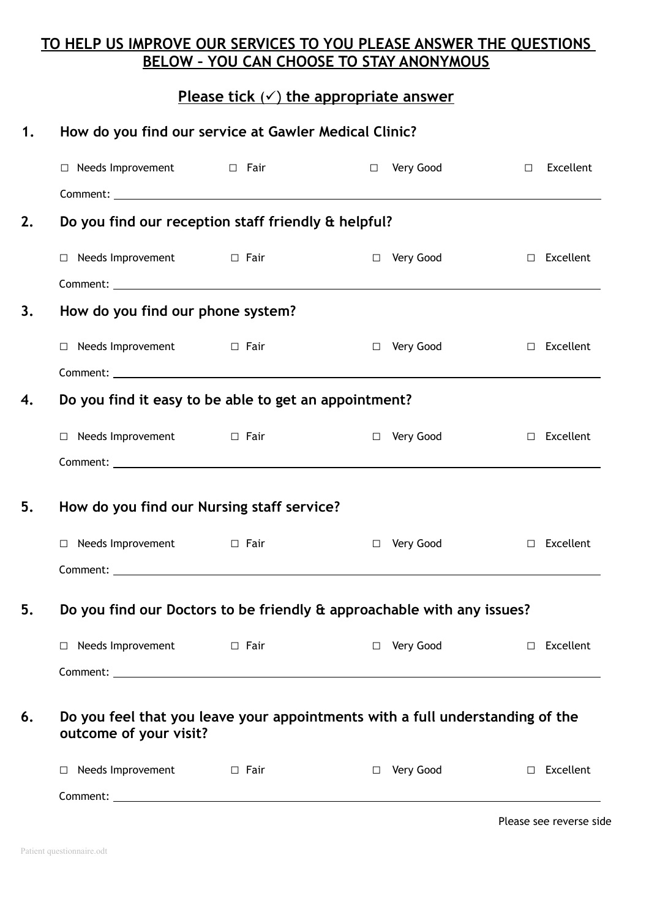## TO HELP US IMPROVE OUR SERVICES TO YOU PLEASE ANSWER THE QUESTIONS BELOW – YOU CAN CHOOSE TO STAY ANONYMOUS

### Please tick (✓) the appropriate answer

**1. How do you find our service at Gawler Medical Clinic?**

☐ Needs Improvement ☐ Fair ☐ Very Good ☐ Excellent

Comment: ______________________________

**2. Do you find our reception staff friendly & helpful?**

☐ Needs Improvement ☐ Fair ☐ Very Good ☐ Excellent

Comment: ______________________________

**3. How do you find our phone system?**

☐ Needs Improvement ☐ Fair ☐ Very Good ☐ Excellent

Comment: ______________________________

**4. Do you find it easy to be able to get an appointment?**

☐ Needs Improvement ☐ Fair ☐ Very Good ☐ Excellent

Comment: ______________________________

**5. How do you find our Nursing staff service?**

☐ Needs Improvement ☐ Fair ☐ Very Good ☐ Excellent

Comment: ______________________________

**5. Do you find our Doctors to be friendly & approachable with any issues?**

☐ Needs Improvement ☐ Fair ☐ Very Good ☐ Excellent

Comment: ______________________________

**6. Do you feel that you leave your appointments with a full understanding of the outcome of your visit?**

☐ Needs Improvement ☐ Fair ☐ Very Good ☐ Excellent

Comment: ______________________________

Please see reverse side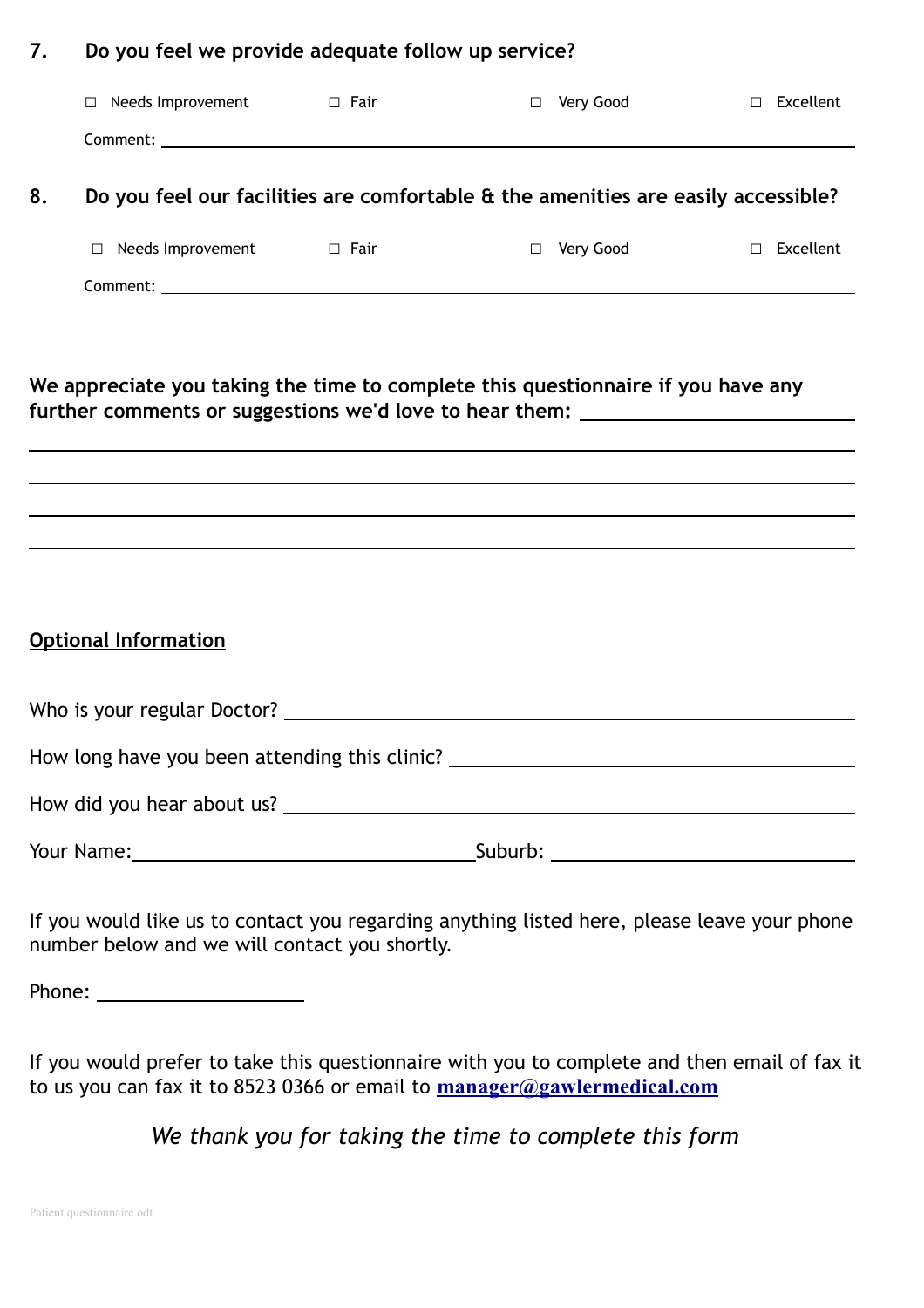**7. Do you feel we provide adequate follow up service?**

☐ Needs Improvement ☐ Fair ☐ Very Good ☐ Excellent

Comment: ______________________________

**8. Do you feel our facilities are comfortable & the amenities are easily accessible?**

☐ Needs Improvement ☐ Fair ☐ Very Good ☐ Excellent

Comment: ______________________________

**We appreciate you taking the time to complete this questionnaire if you have any further comments or suggestions we'd love to hear them:** ______________________________

______________________________

______________________________

______________________________

______________________________

__Optional Information__

Who is your regular Doctor? ______________________________

How long have you been attending this clinic? ______________________________

How did you hear about us? ______________________________

Your Name: ______________________________ Suburb: ______________________________

If you would like us to contact you regarding anything listed here, please leave your phone number below and we will contact you shortly.

Phone: ____________________

If you would prefer to take this questionnaire with you to complete and then email of fax it to us you can fax it to 8523 0366 or email to **manager@gawlermedical.com**

*We thank you for taking the time to complete this form*

Patient questionnaire.odt